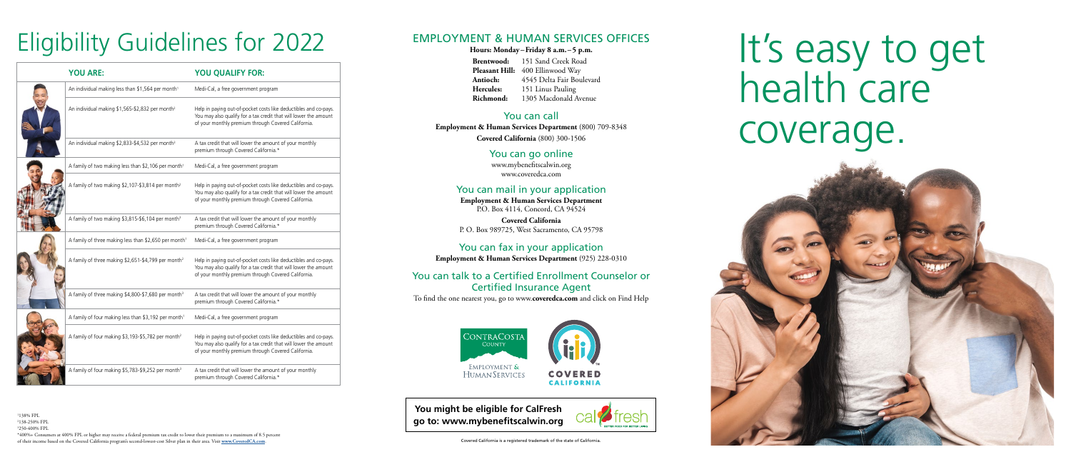# Eligibility Guidelines for 2022

| YOU ARE: | YOU QUALIFY FOR: |
| --- | --- |
| An individual making less than $1,564 per month[1] | Medi-Cal, a free government program |
| An individual making $1,565-$2,832 per month[2] | Help in paying out-of-pocket costs like deductibles and co-pays. You may also qualify for a tax credit that will lower the amount of your monthly premium through Covered California. |
| An individual making $2,833-$4,532 per month[3] | A tax credit that will lower the amount of your monthly premium through Covered California.* |
| A family of two making less than $2,106 per month[1] | Medi-Cal, a free government program |
| A family of two making $2,107-$3,814 per month[2] | Help in paying out-of-pocket costs like deductibles and co-pays. You may also qualify for a tax credit that will lower the amount of your monthly premium through Covered California. |
| A family of two making $3,815-$6,104 per month[3] | A tax credit that will lower the amount of your monthly premium through Covered California.* |
| A family of three making less than $2,650 per month[1] | Medi-Cal, a free government program |
| A family of three making $2,651-$4,799 per month[2] | Help in paying out-of-pocket costs like deductibles and co-pays. You may also qualify for a tax credit that will lower the amount of your monthly premium through Covered California. |
| A family of three making $4,800-$7,680 per month[3] | A tax credit that will lower the amount of your monthly premium through Covered California.* |
| A family of four making less than $3,192 per month[1] | Medi-Cal, a free government program |
| A family of four making $3,193-$5,782 per month[2] | Help in paying out-of-pocket costs like deductibles and co-pays. You may also qualify for a tax credit that will lower the amount of your monthly premium through Covered California. |
| A family of four making $5,783-$9,252 per month[3] | A tax credit that will lower the amount of your monthly premium through Covered California.* |

[1]138% FPL
[2]138-250% FPL
[3]250-400% FPL
*400%+ Consumers at 400% FPL or higher may receive a federal premium tax credit to lower their premium to a maximum of 8.5 percent of their income based on the Covered California program's second-lowest-cost Silver plan in their area. Visit www.CoveredCA.com.

## EMPLOYMENT & HUMAN SERVICES OFFICES

**Hours: Monday – Friday 8 a.m. – 5 p.m.**

**Brentwood:** 151 Sand Creek Road
**Pleasant Hill:** 400 Ellinwood Way
**Antioch:** 4545 Delta Fair Boulevard
**Hercules:** 151 Linus Pauling
**Richmond:** 1305 Macdonald Avenue

### You can call

**Employment & Human Services Department** (800) 709-8348
**Covered California** (800) 300-1506

### You can go online

www.mybenefitscalwin.org
www.coveredca.com

### You can mail in your application

**Employment & Human Services Department**
P.O. Box 4114, Concord, CA 94524

**Covered California**
P. O. Box 989725, West Sacramento, CA 95798

### You can fax in your application

**Employment & Human Services Department** (925) 228-0310

### You can talk to a Certified Enrollment Counselor or Certified Insurance Agent

To find the one nearest you, go to www.**coveredca.com** and click on Find Help

CONTRA COSTA COUNTY
EMPLOYMENT & HUMAN SERVICES

COVERED CALIFORNIA

**You might be eligible for CalFresh go to: www.mybenefitscalwin.org**

Covered California is a registered trademark of the state of California.

# It's easy to get health care coverage.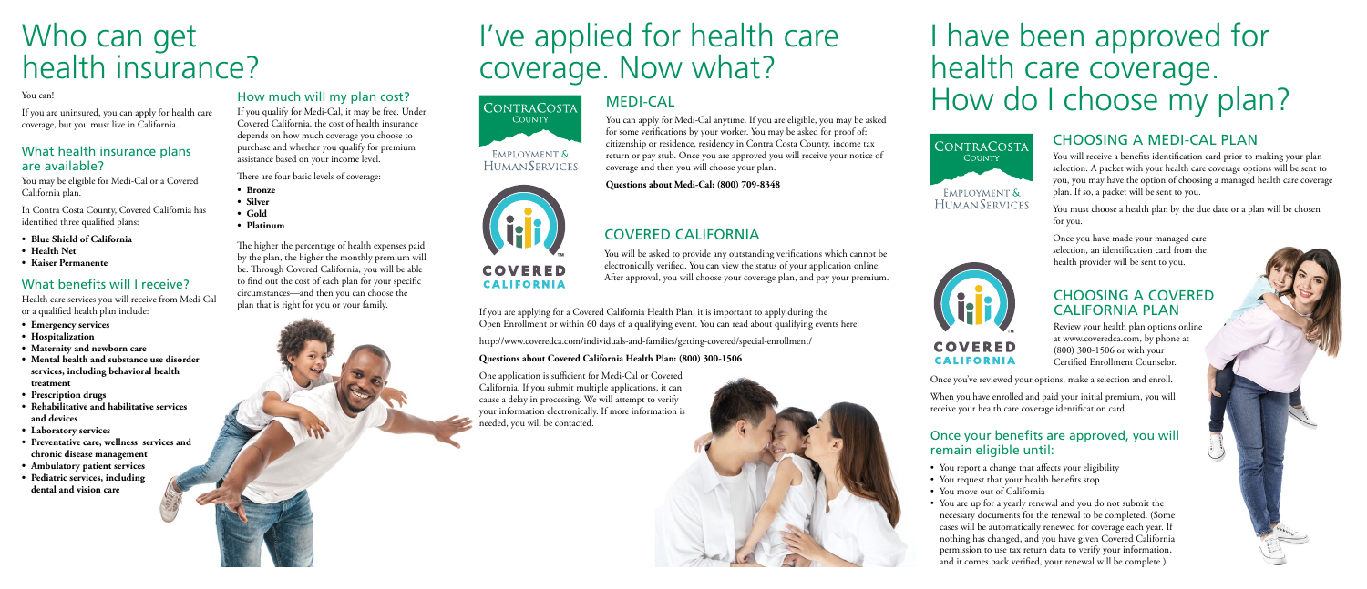# Who can get health insurance?

You can!

If you are uninsured, you can apply for health care coverage, but you must live in California.

## What health insurance plans are available?

You may be eligible for Medi-Cal or a Covered California plan.

In Contra Costa County, Covered California has identified three qualified plans:

- **Blue Shield of California**
- **Health Net**
- **Kaiser Permanente**

## What benefits will I receive?

Health care services you will receive from Medi-Cal or a qualified health plan include:

- **Emergency services**
- **Hospitalization**
- **Maternity and newborn care**
- **Mental health and substance use disorder services, including behavioral health treatment**
- **Prescription drugs**
- **Rehabilitative and habilitative services and devices**
- **Laboratory services**
- **Preventative care, wellness services and chronic disease management**
- **Ambulatory patient services**
- **Pediatric services, including dental and vision care**

## How much will my plan cost?

If you qualify for Medi-Cal, it may be free. Under Covered California, the cost of health insurance depends on how much coverage you choose to purchase and whether you qualify for premium assistance based on your income level.

There are four basic levels of coverage:

- **Bronze**
- **Silver**
- **Gold**
- **Platinum**

The higher the percentage of health expenses paid by the plan, the higher the monthly premium will be. Through Covered California, you will be able to find out the cost of each plan for your specific circumstances—and then you can choose the plan that is right for you or your family.

# I've applied for health care coverage. Now what?

CONTRACOSTA COUNTY

EMPLOYMENT & HUMANSERVICES

COVERED CALIFORNIA

## MEDI-CAL

You can apply for Medi-Cal anytime. If you are eligible, you may be asked for some verifications by your worker. You may be asked for proof of: citizenship or residence, residency in Contra Costa County, income tax return or pay stub. Once you are approved you will receive your notice of coverage and then you will choose your plan.

**Questions about Medi-Cal: (800) 709-8348**

## COVERED CALIFORNIA

You will be asked to provide any outstanding verifications which cannot be electronically verified. You can view the status of your application online. After approval, you will choose your coverage plan, and pay your premium.

If you are applying for a Covered California Health Plan, it is important to apply during the Open Enrollment or within 60 days of a qualifying event. You can read about qualifying events here:

http://www.coveredca.com/individuals-and-families/getting-covered/special-enrollment/

**Questions about Covered California Health Plan: (800) 300-1506**

One application is sufficient for Medi-Cal or Covered California. If you submit multiple applications, it can cause a delay in processing. We will attempt to verify your information electronically. If more information is needed, you will be contacted.

# I have been approved for health care coverage. How do I choose my plan?

CONTRACOSTA COUNTY

EMPLOYMENT & HUMANSERVICES

COVERED CALIFORNIA

## CHOOSING A MEDI-CAL PLAN

You will receive a benefits identification card prior to making your plan selection. A packet with your health care coverage options will be sent to you, you may have the option of choosing a managed health care coverage plan. If so, a packet will be sent to you.

You must choose a health plan by the due date or a plan will be chosen for you.

Once you have made your managed care selection, an identification card from the health provider will be sent to you.

## CHOOSING A COVERED CALIFORNIA PLAN

Review your health plan options online at www.coveredca.com, by phone at (800) 300-1506 or with your Certified Enrollment Counselor.

Once you've reviewed your options, make a selection and enroll.

When you have enrolled and paid your initial premium, you will receive your health care coverage identification card.

## Once your benefits are approved, you will remain eligible until:

- You report a change that affects your eligibility
- You request that your health benefits stop
- You move out of California
- You are up for a yearly renewal and you do not submit the necessary documents for the renewal to be completed. (Some cases will be automatically renewed for coverage each year. If nothing has changed, and you have given Covered California permission to use tax return data to verify your information, and it comes back verified, your renewal will be complete.)